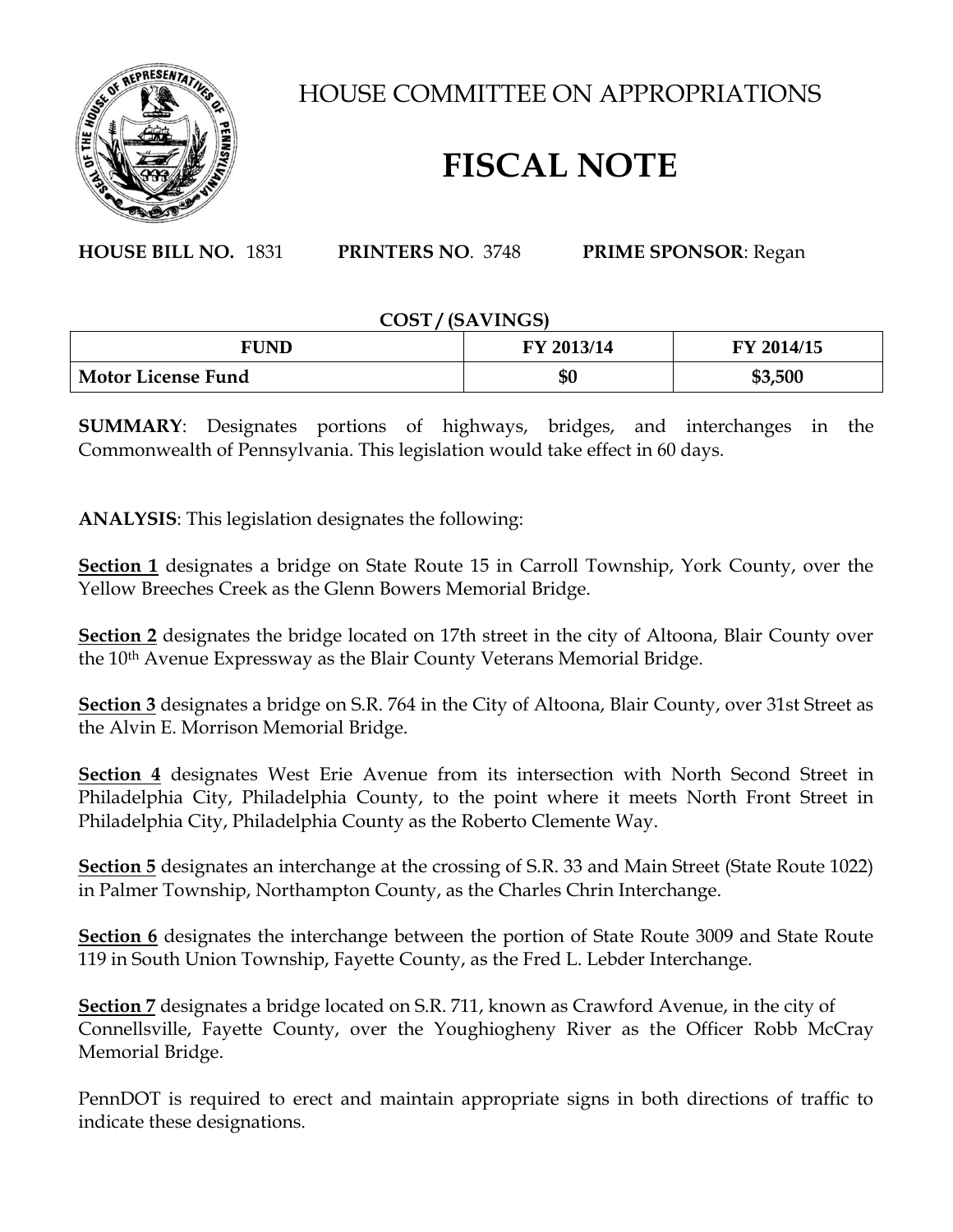# HOUSE COMMITTEE ON APPROPRIATIONS

# FISCAL NOTE

**HOUSE BILL NO.** 1831 **PRINTERS NO**. 3748 **PRIME SPONSOR**: Regan

**COST / (SAVINGS)**

| FUND | FY 2013/14 | FY 2014/15 |
|---|---|---|
| **Motor License Fund** | **$0** | **$3,500** |

**SUMMARY**: Designates portions of highways, bridges, and interchanges in the Commonwealth of Pennsylvania. This legislation would take effect in 60 days.

**ANALYSIS**: This legislation designates the following:

**Section 1** designates a bridge on State Route 15 in Carroll Township, York County, over the Yellow Breeches Creek as the Glenn Bowers Memorial Bridge.

**Section 2** designates the bridge located on 17th street in the city of Altoona, Blair County over the 10th Avenue Expressway as the Blair County Veterans Memorial Bridge.

**Section 3** designates a bridge on S.R. 764 in the City of Altoona, Blair County, over 31st Street as the Alvin E. Morrison Memorial Bridge.

**Section 4** designates West Erie Avenue from its intersection with North Second Street in Philadelphia City, Philadelphia County, to the point where it meets North Front Street in Philadelphia City, Philadelphia County as the Roberto Clemente Way.

**Section 5** designates an interchange at the crossing of S.R. 33 and Main Street (State Route 1022) in Palmer Township, Northampton County, as the Charles Chrin Interchange.

**Section 6** designates the interchange between the portion of State Route 3009 and State Route 119 in South Union Township, Fayette County, as the Fred L. Lebder Interchange.

**Section 7** designates a bridge located on S.R. 711, known as Crawford Avenue, in the city of Connellsville, Fayette County, over the Youghiogheny River as the Officer Robb McCray Memorial Bridge.

PennDOT is required to erect and maintain appropriate signs in both directions of traffic to indicate these designations.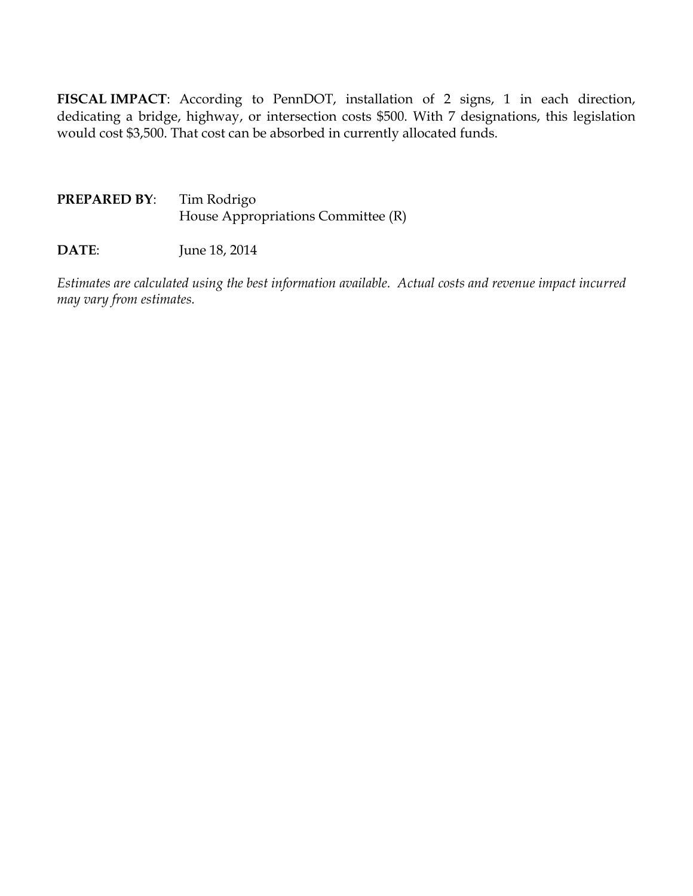**FISCAL IMPACT**: According to PennDOT, installation of 2 signs, 1 in each direction, dedicating a bridge, highway, or intersection costs $500. With 7 designations, this legislation would cost $3,500. That cost can be absorbed in currently allocated funds.

**PREPARED BY**: Tim Rodrigo
House Appropriations Committee (R)

**DATE**: June 18, 2014

*Estimates are calculated using the best information available. Actual costs and revenue impact incurred may vary from estimates.*